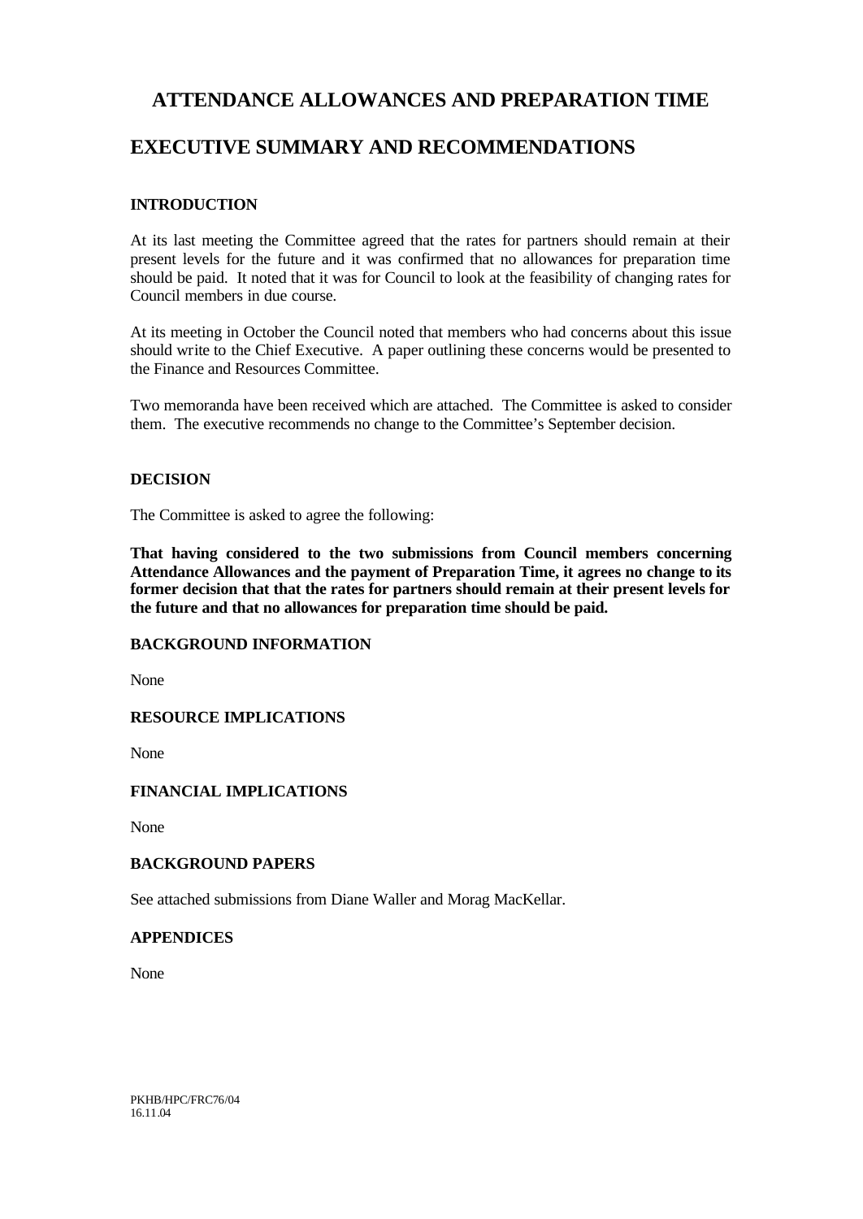# ATTENDANCE ALLOWANCES AND PREPARATION TIME

# EXECUTIVE SUMMARY AND RECOMMENDATIONS

### INTRODUCTION

At its last meeting the Committee agreed that the rates for partners should remain at their present levels for the future and it was confirmed that no allowances for preparation time should be paid. It noted that it was for Council to look at the feasibility of changing rates for Council members in due course.

At its meeting in October the Council noted that members who had concerns about this issue should write to the Chief Executive. A paper outlining these concerns would be presented to the Finance and Resources Committee.

Two memoranda have been received which are attached. The Committee is asked to consider them. The executive recommends no change to the Committee's September decision.

### DECISION

The Committee is asked to agree the following:

**That having considered to the two submissions from Council members concerning Attendance Allowances and the payment of Preparation Time, it agrees no change to its former decision that that the rates for partners should remain at their present levels for the future and that no allowances for preparation time should be paid.**

### BACKGROUND INFORMATION

None

### RESOURCE IMPLICATIONS

None

### FINANCIAL IMPLICATIONS

None

### BACKGROUND PAPERS

See attached submissions from Diane Waller and Morag MacKellar.

### APPENDICES

None

PKHB/HPC/FRC76/04
16.11.04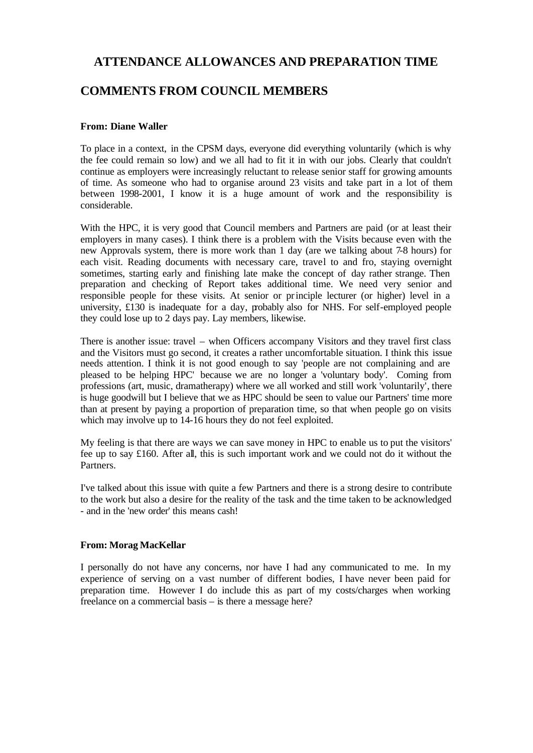# ATTENDANCE ALLOWANCES AND PREPARATION TIME

## COMMENTS FROM COUNCIL MEMBERS

**From: Diane Waller**

To place in a context, in the CPSM days, everyone did everything voluntarily (which is why the fee could remain so low) and we all had to fit it in with our jobs. Clearly that couldn't continue as employers were increasingly reluctant to release senior staff for growing amounts of time. As someone who had to organise around 23 visits and take part in a lot of them between 1998-2001, I know it is a huge amount of work and the responsibility is considerable.

With the HPC, it is very good that Council members and Partners are paid (or at least their employers in many cases). I think there is a problem with the Visits because even with the new Approvals system, there is more work than 1 day (are we talking about 7-8 hours) for each visit. Reading documents with necessary care, travel to and fro, staying overnight sometimes, starting early and finishing late make the concept of day rather strange. Then preparation and checking of Report takes additional time. We need very senior and responsible people for these visits. At senior or principle lecturer (or higher) level in a university, £130 is inadequate for a day, probably also for NHS. For self-employed people they could lose up to 2 days pay. Lay members, likewise.

There is another issue: travel – when Officers accompany Visitors and they travel first class and the Visitors must go second, it creates a rather uncomfortable situation. I think this issue needs attention. I think it is not good enough to say 'people are not complaining and are pleased to be helping HPC' because we are no longer a 'voluntary body'. Coming from professions (art, music, dramatherapy) where we all worked and still work 'voluntarily', there is huge goodwill but I believe that we as HPC should be seen to value our Partners' time more than at present by paying a proportion of preparation time, so that when people go on visits which may involve up to 14-16 hours they do not feel exploited.

My feeling is that there are ways we can save money in HPC to enable us to put the visitors' fee up to say £160. After all, this is such important work and we could not do it without the Partners.

I've talked about this issue with quite a few Partners and there is a strong desire to contribute to the work but also a desire for the reality of the task and the time taken to be acknowledged - and in the 'new order' this means cash!

**From: Morag MacKellar**

I personally do not have any concerns, nor have I had any communicated to me. In my experience of serving on a vast number of different bodies, I have never been paid for preparation time. However I do include this as part of my costs/charges when working freelance on a commercial basis – is there a message here?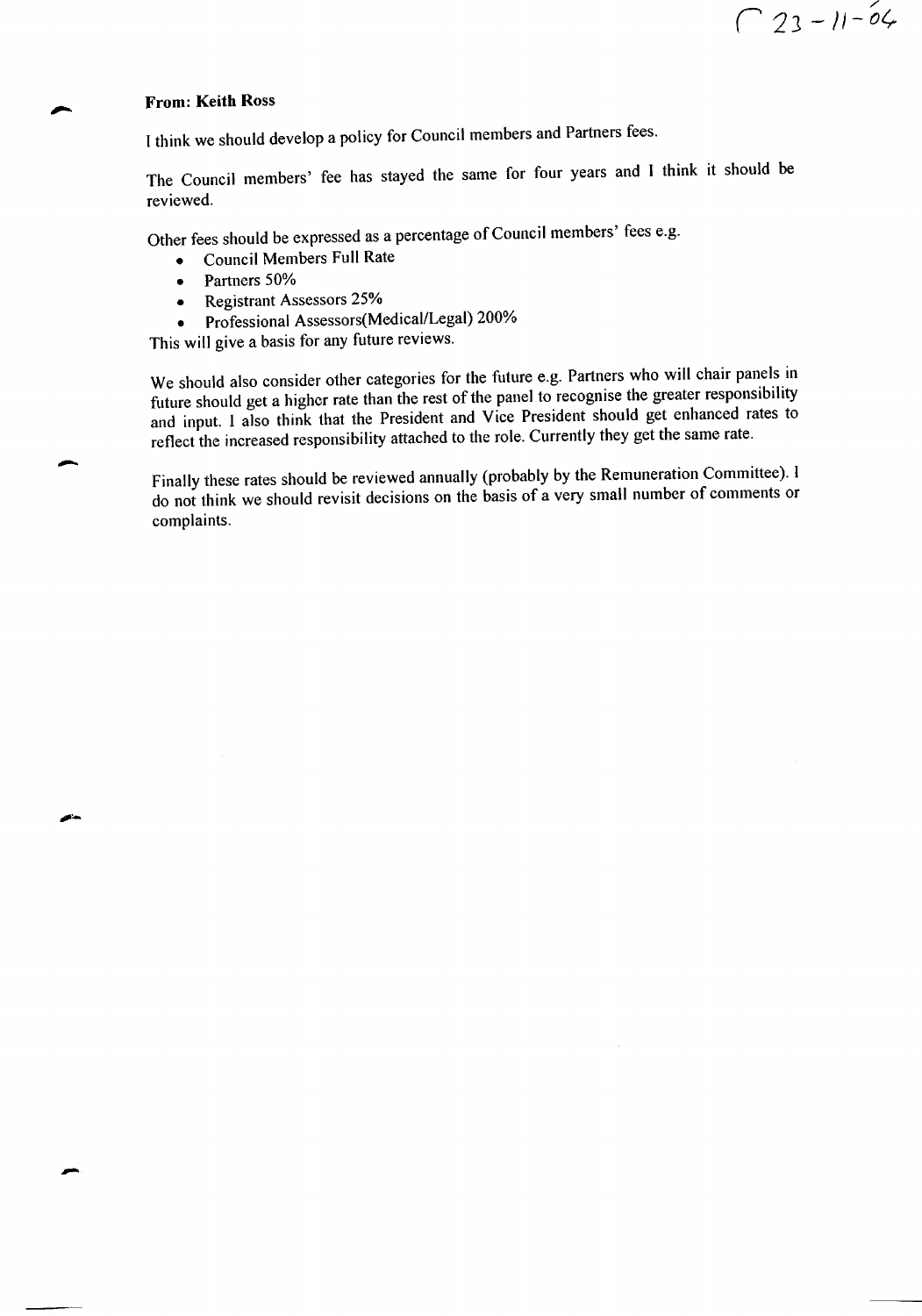C 23 - 11 - 04

**From: Keith Ross**

I think we should develop a policy for Council members and Partners fees.

The Council members' fee has stayed the same for four years and I think it should be reviewed.

Other fees should be expressed as a percentage of Council members' fees e.g.

- Council Members Full Rate
- Partners 50%
- Registrant Assessors 25%
- Professional Assessors(Medical/Legal) 200%

This will give a basis for any future reviews.

We should also consider other categories for the future e.g. Partners who will chair panels in future should get a higher rate than the rest of the panel to recognise the greater responsibility and input. I also think that the President and Vice President should get enhanced rates to reflect the increased responsibility attached to the role. Currently they get the same rate.

Finally these rates should be reviewed annually (probably by the Remuneration Committee). I do not think we should revisit decisions on the basis of a very small number of comments or complaints.